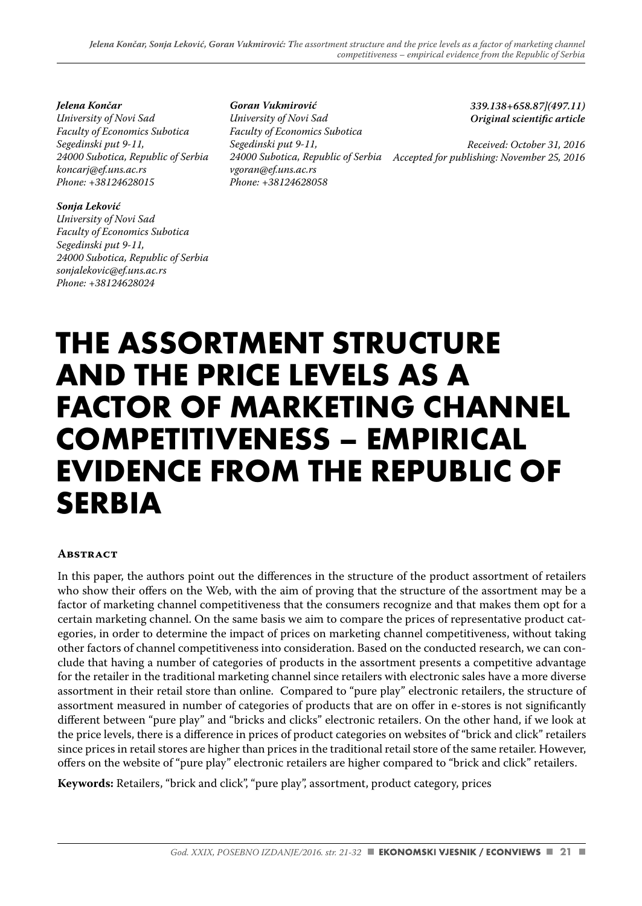*Jelena Končar*
*University of Novi Sad*
*Faculty of Economics Subotica*
*Segedinski put 9-11,*
*24000 Subotica, Republic of Serbia*
*koncarj@ef.uns.ac.rs*
*Phone: +38124628015*

*Sonja Leković*
*University of Novi Sad*
*Faculty of Economics Subotica*
*Segedinski put 9-11,*
*24000 Subotica, Republic of Serbia*
*sonjalekovic@ef.uns.ac.rs*
*Phone: +38124628024*

*Goran Vukmirović*
*University of Novi Sad*
*Faculty of Economics Subotica*
*Segedinski put 9-11,*
*24000 Subotica, Republic of Serbia*
*vgoran@ef.uns.ac.rs*
*Phone: +38124628058*

***339.138+658.87](497.11)***
***Original scientific article***

*Received: October 31, 2016*
*Accepted for publishing: November 25, 2016*

# THE ASSORTMENT STRUCTURE AND THE PRICE LEVELS AS A FACTOR OF MARKETING CHANNEL COMPETITIVENESS – EMPIRICAL EVIDENCE FROM THE REPUBLIC OF SERBIA

## Abstract

In this paper, the authors point out the differences in the structure of the product assortment of retailers who show their offers on the Web, with the aim of proving that the structure of the assortment may be a factor of marketing channel competitiveness that the consumers recognize and that makes them opt for a certain marketing channel. On the same basis we aim to compare the prices of representative product categories, in order to determine the impact of prices on marketing channel competitiveness, without taking other factors of channel competitiveness into consideration. Based on the conducted research, we can conclude that having a number of categories of products in the assortment presents a competitive advantage for the retailer in the traditional marketing channel since retailers with electronic sales have a more diverse assortment in their retail store than online. Compared to "pure play" electronic retailers, the structure of assortment measured in number of categories of products that are on offer in e-stores is not significantly different between "pure play" and "bricks and clicks" electronic retailers. On the other hand, if we look at the price levels, there is a difference in prices of product categories on websites of "brick and click" retailers since prices in retail stores are higher than prices in the traditional retail store of the same retailer. However, offers on the website of "pure play" electronic retailers are higher compared to "brick and click" retailers.

**Keywords:** Retailers, "brick and click", "pure play", assortment, product category, prices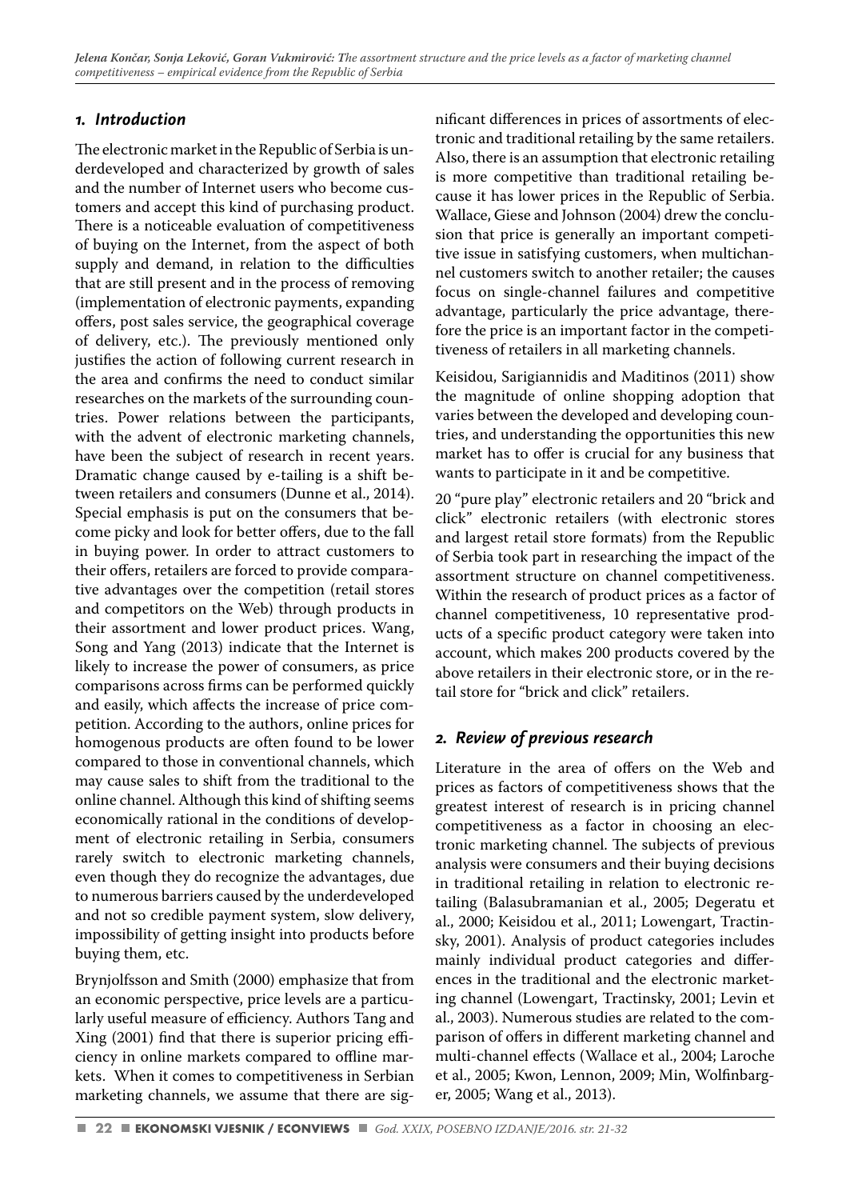## 1. Introduction

The electronic market in the Republic of Serbia is underdeveloped and characterized by growth of sales and the number of Internet users who become customers and accept this kind of purchasing product. There is a noticeable evaluation of competitiveness of buying on the Internet, from the aspect of both supply and demand, in relation to the difficulties that are still present and in the process of removing (implementation of electronic payments, expanding offers, post sales service, the geographical coverage of delivery, etc.). The previously mentioned only justifies the action of following current research in the area and confirms the need to conduct similar researches on the markets of the surrounding countries. Power relations between the participants, with the advent of electronic marketing channels, have been the subject of research in recent years. Dramatic change caused by e-tailing is a shift between retailers and consumers (Dunne et al., 2014). Special emphasis is put on the consumers that become picky and look for better offers, due to the fall in buying power. In order to attract customers to their offers, retailers are forced to provide comparative advantages over the competition (retail stores and competitors on the Web) through products in their assortment and lower product prices. Wang, Song and Yang (2013) indicate that the Internet is likely to increase the power of consumers, as price comparisons across firms can be performed quickly and easily, which affects the increase of price competition. According to the authors, online prices for homogenous products are often found to be lower compared to those in conventional channels, which may cause sales to shift from the traditional to the online channel. Although this kind of shifting seems economically rational in the conditions of development of electronic retailing in Serbia, consumers rarely switch to electronic marketing channels, even though they do recognize the advantages, due to numerous barriers caused by the underdeveloped and not so credible payment system, slow delivery, impossibility of getting insight into products before buying them, etc.

Brynjolfsson and Smith (2000) emphasize that from an economic perspective, price levels are a particularly useful measure of efficiency. Authors Tang and Xing (2001) find that there is superior pricing efficiency in online markets compared to offline markets. When it comes to competitiveness in Serbian marketing channels, we assume that there are significant differences in prices of assortments of electronic and traditional retailing by the same retailers. Also, there is an assumption that electronic retailing is more competitive than traditional retailing because it has lower prices in the Republic of Serbia. Wallace, Giese and Johnson (2004) drew the conclusion that price is generally an important competitive issue in satisfying customers, when multichannel customers switch to another retailer; the causes focus on single-channel failures and competitive advantage, particularly the price advantage, therefore the price is an important factor in the competitiveness of retailers in all marketing channels.

Keisidou, Sarigiannidis and Maditinos (2011) show the magnitude of online shopping adoption that varies between the developed and developing countries, and understanding the opportunities this new market has to offer is crucial for any business that wants to participate in it and be competitive.

20 "pure play" electronic retailers and 20 "brick and click" electronic retailers (with electronic stores and largest retail store formats) from the Republic of Serbia took part in researching the impact of the assortment structure on channel competitiveness. Within the research of product prices as a factor of channel competitiveness, 10 representative products of a specific product category were taken into account, which makes 200 products covered by the above retailers in their electronic store, or in the retail store for "brick and click" retailers.

## 2. Review of previous research

Literature in the area of offers on the Web and prices as factors of competitiveness shows that the greatest interest of research is in pricing channel competitiveness as a factor in choosing an electronic marketing channel. The subjects of previous analysis were consumers and their buying decisions in traditional retailing in relation to electronic retailing (Balasubramanian et al., 2005; Degeratu et al., 2000; Keisidou et al., 2011; Lowengart, Tractinsky, 2001). Analysis of product categories includes mainly individual product categories and differences in the traditional and the electronic marketing channel (Lowengart, Tractinsky, 2001; Levin et al., 2003). Numerous studies are related to the comparison of offers in different marketing channel and multi-channel effects (Wallace et al., 2004; Laroche et al., 2005; Kwon, Lennon, 2009; Min, Wolfinbarger, 2005; Wang et al., 2013).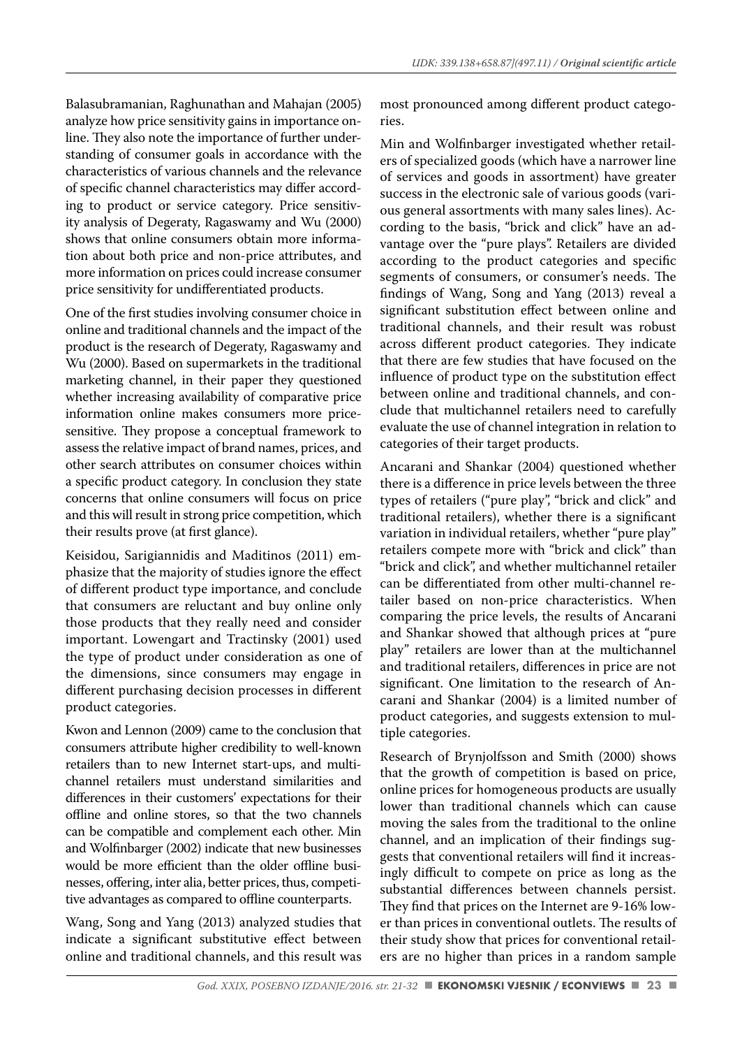Balasubramanian, Raghunathan and Mahajan (2005) analyze how price sensitivity gains in importance online. They also note the importance of further understanding of consumer goals in accordance with the characteristics of various channels and the relevance of specific channel characteristics may differ according to product or service category. Price sensitivity analysis of Degeraty, Ragaswamy and Wu (2000) shows that online consumers obtain more information about both price and non-price attributes, and more information on prices could increase consumer price sensitivity for undifferentiated products.

One of the first studies involving consumer choice in online and traditional channels and the impact of the product is the research of Degeraty, Ragaswamy and Wu (2000). Based on supermarkets in the traditional marketing channel, in their paper they questioned whether increasing availability of comparative price information online makes consumers more price-sensitive. They propose a conceptual framework to assess the relative impact of brand names, prices, and other search attributes on consumer choices within a specific product category. In conclusion they state concerns that online consumers will focus on price and this will result in strong price competition, which their results prove (at first glance).

Keisidou, Sarigiannidis and Maditinos (2011) emphasize that the majority of studies ignore the effect of different product type importance, and conclude that consumers are reluctant and buy online only those products that they really need and consider important. Lowengart and Tractinsky (2001) used the type of product under consideration as one of the dimensions, since consumers may engage in different purchasing decision processes in different product categories.

Kwon and Lennon (2009) came to the conclusion that consumers attribute higher credibility to well-known retailers than to new Internet start-ups, and multichannel retailers must understand similarities and differences in their customers' expectations for their offline and online stores, so that the two channels can be compatible and complement each other. Min and Wolfinbarger (2002) indicate that new businesses would be more efficient than the older offline businesses, offering, inter alia, better prices, thus, competitive advantages as compared to offline counterparts.

Wang, Song and Yang (2013) analyzed studies that indicate a significant substitutive effect between online and traditional channels, and this result was most pronounced among different product categories.

Min and Wolfinbarger investigated whether retailers of specialized goods (which have a narrower line of services and goods in assortment) have greater success in the electronic sale of various goods (various general assortments with many sales lines). According to the basis, "brick and click" have an advantage over the "pure plays". Retailers are divided according to the product categories and specific segments of consumers, or consumer's needs. The findings of Wang, Song and Yang (2013) reveal a significant substitution effect between online and traditional channels, and their result was robust across different product categories. They indicate that there are few studies that have focused on the influence of product type on the substitution effect between online and traditional channels, and conclude that multichannel retailers need to carefully evaluate the use of channel integration in relation to categories of their target products.

Ancarani and Shankar (2004) questioned whether there is a difference in price levels between the three types of retailers ("pure play", "brick and click" and traditional retailers), whether there is a significant variation in individual retailers, whether "pure play" retailers compete more with "brick and click" than "brick and click", and whether multichannel retailer can be differentiated from other multi-channel retailer based on non-price characteristics. When comparing the price levels, the results of Ancarani and Shankar showed that although prices at "pure play" retailers are lower than at the multichannel and traditional retailers, differences in price are not significant. One limitation to the research of Ancarani and Shankar (2004) is a limited number of product categories, and suggests extension to multiple categories.

Research of Brynjolfsson and Smith (2000) shows that the growth of competition is based on price, online prices for homogeneous products are usually lower than traditional channels which can cause moving the sales from the traditional to the online channel, and an implication of their findings suggests that conventional retailers will find it increasingly difficult to compete on price as long as the substantial differences between channels persist. They find that prices on the Internet are 9-16% lower than prices in conventional outlets. The results of their study show that prices for conventional retailers are no higher than prices in a random sample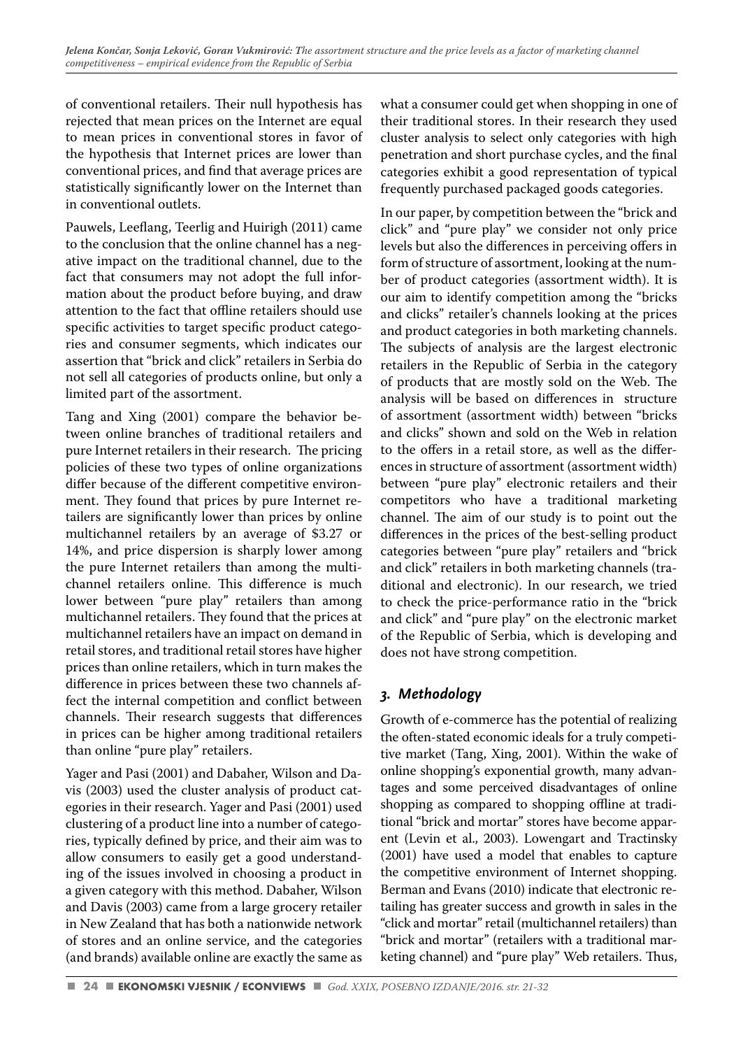of conventional retailers. Their null hypothesis has rejected that mean prices on the Internet are equal to mean prices in conventional stores in favor of the hypothesis that Internet prices are lower than conventional prices, and find that average prices are statistically significantly lower on the Internet than in conventional outlets.

Pauwels, Leeflang, Teerlig and Huirigh (2011) came to the conclusion that the online channel has a negative impact on the traditional channel, due to the fact that consumers may not adopt the full information about the product before buying, and draw attention to the fact that offline retailers should use specific activities to target specific product categories and consumer segments, which indicates our assertion that "brick and click" retailers in Serbia do not sell all categories of products online, but only a limited part of the assortment.

Tang and Xing (2001) compare the behavior between online branches of traditional retailers and pure Internet retailers in their research. The pricing policies of these two types of online organizations differ because of the different competitive environment. They found that prices by pure Internet retailers are significantly lower than prices by online multichannel retailers by an average of $3.27 or 14%, and price dispersion is sharply lower among the pure Internet retailers than among the multichannel retailers online. This difference is much lower between "pure play" retailers than among multichannel retailers. They found that the prices at multichannel retailers have an impact on demand in retail stores, and traditional retail stores have higher prices than online retailers, which in turn makes the difference in prices between these two channels affect the internal competition and conflict between channels. Their research suggests that differences in prices can be higher among traditional retailers than online "pure play" retailers.

Yager and Pasi (2001) and Dabaher, Wilson and Davis (2003) used the cluster analysis of product categories in their research. Yager and Pasi (2001) used clustering of a product line into a number of categories, typically defined by price, and their aim was to allow consumers to easily get a good understanding of the issues involved in choosing a product in a given category with this method. Dabaher, Wilson and Davis (2003) came from a large grocery retailer in New Zealand that has both a nationwide network of stores and an online service, and the categories (and brands) available online are exactly the same as what a consumer could get when shopping in one of their traditional stores. In their research they used cluster analysis to select only categories with high penetration and short purchase cycles, and the final categories exhibit a good representation of typical frequently purchased packaged goods categories.

In our paper, by competition between the "brick and click" and "pure play" we consider not only price levels but also the differences in perceiving offers in form of structure of assortment, looking at the number of product categories (assortment width). It is our aim to identify competition among the "bricks and clicks" retailer's channels looking at the prices and product categories in both marketing channels. The subjects of analysis are the largest electronic retailers in the Republic of Serbia in the category of products that are mostly sold on the Web. The analysis will be based on differences in structure of assortment (assortment width) between "bricks and clicks" shown and sold on the Web in relation to the offers in a retail store, as well as the differences in structure of assortment (assortment width) between "pure play" electronic retailers and their competitors who have a traditional marketing channel. The aim of our study is to point out the differences in the prices of the best-selling product categories between "pure play" retailers and "brick and click" retailers in both marketing channels (traditional and electronic). In our research, we tried to check the price-performance ratio in the "brick and click" and "pure play" on the electronic market of the Republic of Serbia, which is developing and does not have strong competition.

## 3. Methodology

Growth of e-commerce has the potential of realizing the often-stated economic ideals for a truly competitive market (Tang, Xing, 2001). Within the wake of online shopping's exponential growth, many advantages and some perceived disadvantages of online shopping as compared to shopping offline at traditional "brick and mortar" stores have become apparent (Levin et al., 2003). Lowengart and Tractinsky (2001) have used a model that enables to capture the competitive environment of Internet shopping. Berman and Evans (2010) indicate that electronic retailing has greater success and growth in sales in the "click and mortar" retail (multichannel retailers) than "brick and mortar" (retailers with a traditional marketing channel) and "pure play" Web retailers. Thus,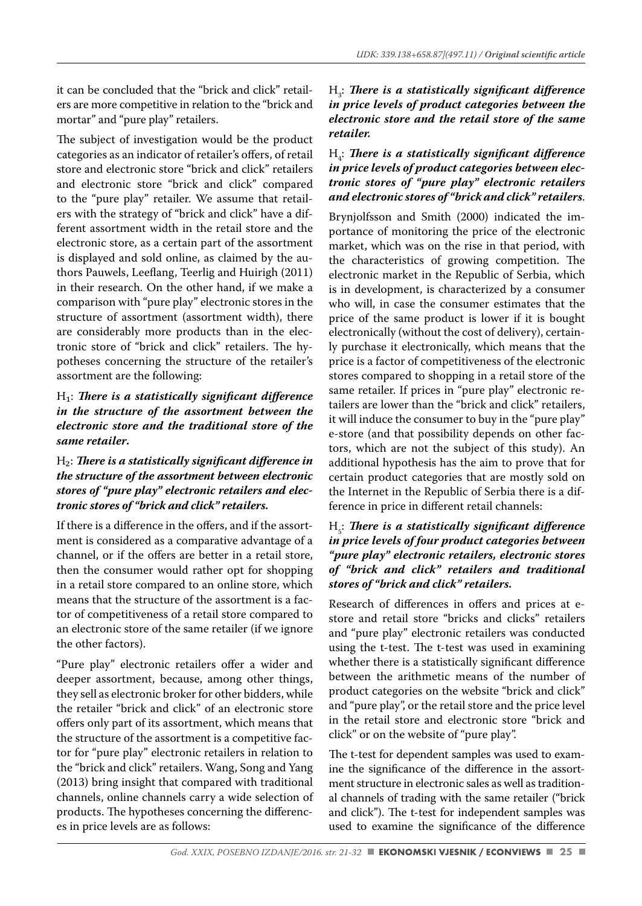it can be concluded that the "brick and click" retailers are more competitive in relation to the "brick and mortar" and "pure play" retailers.

The subject of investigation would be the product categories as an indicator of retailer's offers, of retail store and electronic store "brick and click" retailers and electronic store "brick and click" compared to the "pure play" retailer. We assume that retailers with the strategy of "brick and click" have a different assortment width in the retail store and the electronic store, as a certain part of the assortment is displayed and sold online, as claimed by the authors Pauwels, Leeflang, Teerlig and Huirigh (2011) in their research. On the other hand, if we make a comparison with "pure play" electronic stores in the structure of assortment (assortment width), there are considerably more products than in the electronic store of "brick and click" retailers. The hypotheses concerning the structure of the retailer's assortment are the following:

$H_1$: ***There is a statistically significant difference in the structure of the assortment between the electronic store and the traditional store of the same retailer.***

$H_2$: ***There is a statistically significant difference in the structure of the assortment between electronic stores of "pure play" electronic retailers and electronic stores of "brick and click" retailers.***

If there is a difference in the offers, and if the assortment is considered as a comparative advantage of a channel, or if the offers are better in a retail store, then the consumer would rather opt for shopping in a retail store compared to an online store, which means that the structure of the assortment is a factor of competitiveness of a retail store compared to an electronic store of the same retailer (if we ignore the other factors).

"Pure play" electronic retailers offer a wider and deeper assortment, because, among other things, they sell as electronic broker for other bidders, while the retailer "brick and click" of an electronic store offers only part of its assortment, which means that the structure of the assortment is a competitive factor for "pure play" electronic retailers in relation to the "brick and click" retailers. Wang, Song and Yang (2013) bring insight that compared with traditional channels, online channels carry a wide selection of products. The hypotheses concerning the differences in price levels are as follows:

$H_3$: ***There is a statistically significant difference in price levels of product categories between the electronic store and the retail store of the same retailer.***

$H_4$: ***There is a statistically significant difference in price levels of product categories between electronic stores of "pure play" electronic retailers and electronic stores of "brick and click" retailers.***

Brynjolfsson and Smith (2000) indicated the importance of monitoring the price of the electronic market, which was on the rise in that period, with the characteristics of growing competition. The electronic market in the Republic of Serbia, which is in development, is characterized by a consumer who will, in case the consumer estimates that the price of the same product is lower if it is bought electronically (without the cost of delivery), certainly purchase it electronically, which means that the price is a factor of competitiveness of the electronic stores compared to shopping in a retail store of the same retailer. If prices in "pure play" electronic retailers are lower than the "brick and click" retailers, it will induce the consumer to buy in the "pure play" e-store (and that possibility depends on other factors, which are not the subject of this study). An additional hypothesis has the aim to prove that for certain product categories that are mostly sold on the Internet in the Republic of Serbia there is a difference in price in different retail channels:

$H_5$: ***There is a statistically significant difference in price levels of four product categories between "pure play" electronic retailers, electronic stores of "brick and click" retailers and traditional stores of "brick and click" retailers.***

Research of differences in offers and prices at e-store and retail store "bricks and clicks" retailers and "pure play" electronic retailers was conducted using the t-test. The t-test was used in examining whether there is a statistically significant difference between the arithmetic means of the number of product categories on the website "brick and click" and "pure play", or the retail store and the price level in the retail store and electronic store "brick and click" or on the website of "pure play".

The t-test for dependent samples was used to examine the significance of the difference in the assortment structure in electronic sales as well as traditional channels of trading with the same retailer ("brick and click"). The t-test for independent samples was used to examine the significance of the difference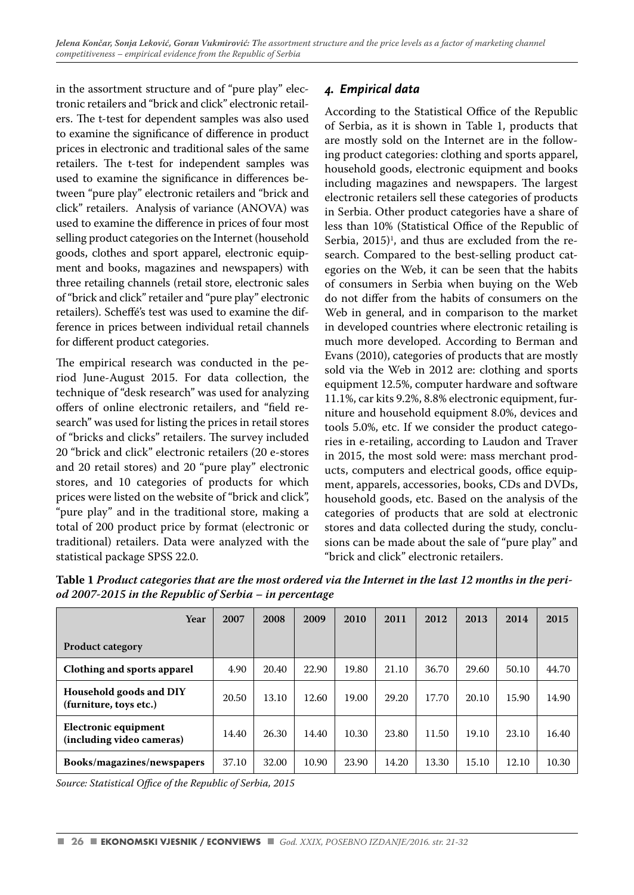in the assortment structure and of "pure play" electronic retailers and "brick and click" electronic retailers. The t-test for dependent samples was also used to examine the significance of difference in product prices in electronic and traditional sales of the same retailers. The t-test for independent samples was used to examine the significance in differences between "pure play" electronic retailers and "brick and click" retailers. Analysis of variance (ANOVA) was used to examine the difference in prices of four most selling product categories on the Internet (household goods, clothes and sport apparel, electronic equipment and books, magazines and newspapers) with three retailing channels (retail store, electronic sales of "brick and click" retailer and "pure play" electronic retailers). Scheffé's test was used to examine the difference in prices between individual retail channels for different product categories.

The empirical research was conducted in the period June-August 2015. For data collection, the technique of "desk research" was used for analyzing offers of online electronic retailers, and "field research" was used for listing the prices in retail stores of "bricks and clicks" retailers. The survey included 20 "brick and click" electronic retailers (20 e-stores and 20 retail stores) and 20 "pure play" electronic stores, and 10 categories of products for which prices were listed on the website of "brick and click", "pure play" and in the traditional store, making a total of 200 product price by format (electronic or traditional) retailers. Data were analyzed with the statistical package SPSS 22.0.

## *4. Empirical data*

According to the Statistical Office of the Republic of Serbia, as it is shown in Table 1, products that are mostly sold on the Internet are in the following product categories: clothing and sports apparel, household goods, electronic equipment and books including magazines and newspapers. The largest electronic retailers sell these categories of products in Serbia. Other product categories have a share of less than 10% (Statistical Office of the Republic of Serbia, 2015)[1], and thus are excluded from the research. Compared to the best-selling product categories on the Web, it can be seen that the habits of consumers in Serbia when buying on the Web do not differ from the habits of consumers on the Web in general, and in comparison to the market in developed countries where electronic retailing is much more developed. According to Berman and Evans (2010), categories of products that are mostly sold via the Web in 2012 are: clothing and sports equipment 12.5%, computer hardware and software 11.1%, car kits 9.2%, 8.8% electronic equipment, furniture and household equipment 8.0%, devices and tools 5.0%, etc. If we consider the product categories in e-retailing, according to Laudon and Traver in 2015, the most sold were: mass merchant products, computers and electrical goods, office equipment, apparels, accessories, books, CDs and DVDs, household goods, etc. Based on the analysis of the categories of products that are sold at electronic stores and data collected during the study, conclusions can be made about the sale of "pure play" and "brick and click" electronic retailers.

**Table 1** ***Product categories that are the most ordered via the Internet in the last 12 months in the period 2007-2015 in the Republic of Serbia – in percentage***

| Year / Product category | 2007 | 2008 | 2009 | 2010 | 2011 | 2012 | 2013 | 2014 | 2015 |
|---|---|---|---|---|---|---|---|---|---|
| **Clothing and sports apparel** | 4.90 | 20.40 | 22.90 | 19.80 | 21.10 | 36.70 | 29.60 | 50.10 | 44.70 |
| **Household goods and DIY (furniture, toys etc.)** | 20.50 | 13.10 | 12.60 | 19.00 | 29.20 | 17.70 | 20.10 | 15.90 | 14.90 |
| **Electronic equipment (including video cameras)** | 14.40 | 26.30 | 14.40 | 10.30 | 23.80 | 11.50 | 19.10 | 23.10 | 16.40 |
| **Books/magazines/newspapers** | 37.10 | 32.00 | 10.90 | 23.90 | 14.20 | 13.30 | 15.10 | 12.10 | 10.30 |

*Source: Statistical Office of the Republic of Serbia, 2015*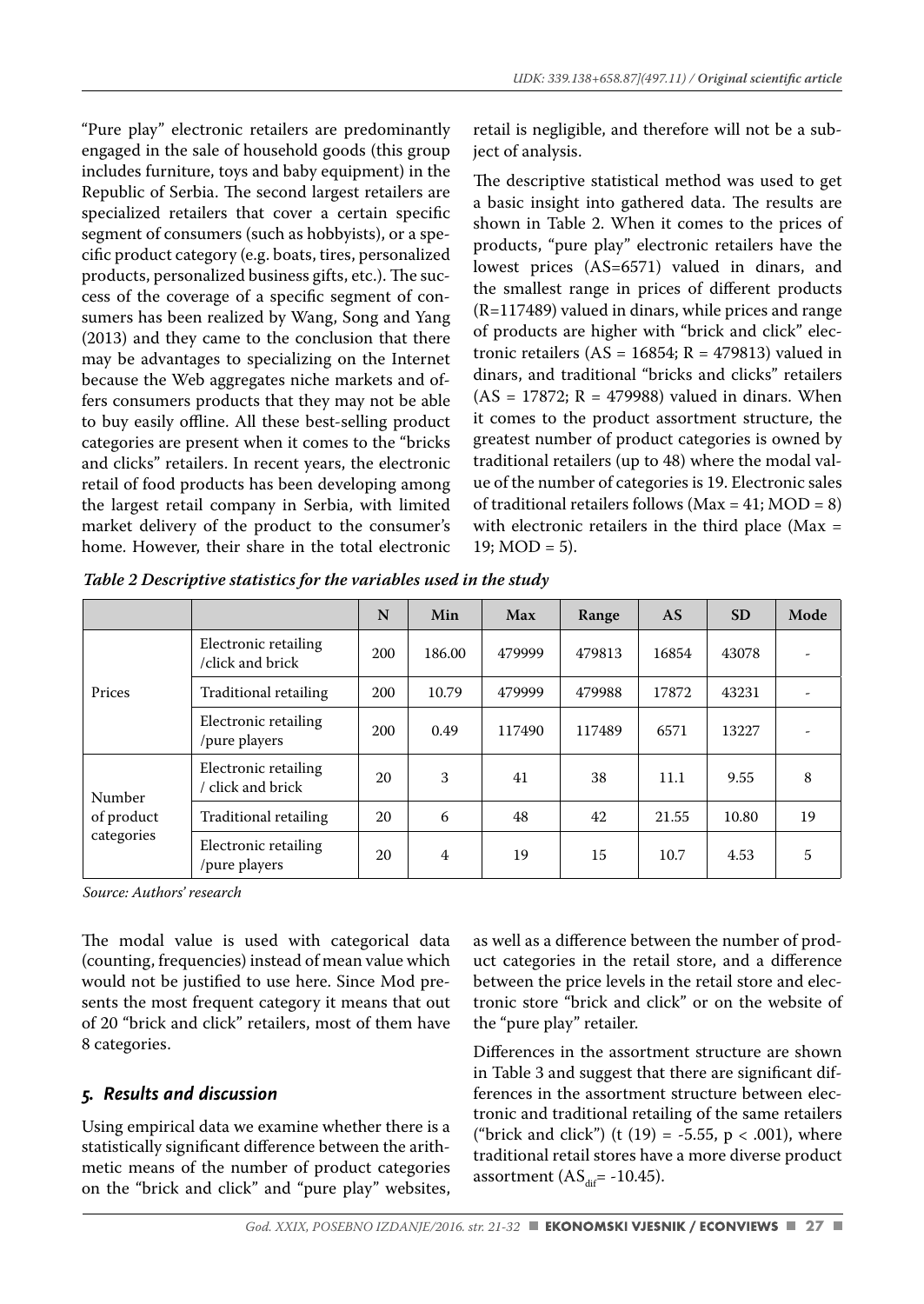"Pure play" electronic retailers are predominantly engaged in the sale of household goods (this group includes furniture, toys and baby equipment) in the Republic of Serbia. The second largest retailers are specialized retailers that cover a certain specific segment of consumers (such as hobbyists), or a specific product category (e.g. boats, tires, personalized products, personalized business gifts, etc.). The success of the coverage of a specific segment of consumers has been realized by Wang, Song and Yang (2013) and they came to the conclusion that there may be advantages to specializing on the Internet because the Web aggregates niche markets and offers consumers products that they may not be able to buy easily offline. All these best-selling product categories are present when it comes to the "bricks and clicks" retailers. In recent years, the electronic retail of food products has been developing among the largest retail company in Serbia, with limited market delivery of the product to the consumer's home. However, their share in the total electronic retail is negligible, and therefore will not be a subject of analysis.

The descriptive statistical method was used to get a basic insight into gathered data. The results are shown in Table 2. When it comes to the prices of products, "pure play" electronic retailers have the lowest prices (AS=6571) valued in dinars, and the smallest range in prices of different products (R=117489) valued in dinars, while prices and range of products are higher with "brick and click" electronic retailers (AS = 16854; R = 479813) valued in dinars, and traditional "bricks and clicks" retailers (AS = 17872; R = 479988) valued in dinars. When it comes to the product assortment structure, the greatest number of product categories is owned by traditional retailers (up to 48) where the modal value of the number of categories is 19. Electronic sales of traditional retailers follows (Max = 41; MOD = 8) with electronic retailers in the third place (Max = 19; MOD = 5).

***Table 2 Descriptive statistics for the variables used in the study***

| | | N | Min | Max | Range | AS | SD | Mode |
|---|---|---|---|---|---|---|---|---|
| Prices | Electronic retailing /click and brick | 200 | 186.00 | 479999 | 479813 | 16854 | 43078 | - |
| | Traditional retailing | 200 | 10.79 | 479999 | 479988 | 17872 | 43231 | - |
| | Electronic retailing /pure players | 200 | 0.49 | 117490 | 117489 | 6571 | 13227 | - |
| Number of product categories | Electronic retailing / click and brick | 20 | 3 | 41 | 38 | 11.1 | 9.55 | 8 |
| | Traditional retailing | 20 | 6 | 48 | 42 | 21.55 | 10.80 | 19 |
| | Electronic retailing /pure players | 20 | 4 | 19 | 15 | 10.7 | 4.53 | 5 |

*Source: Authors' research*

The modal value is used with categorical data (counting, frequencies) instead of mean value which would not be justified to use here. Since Mod presents the most frequent category it means that out of 20 "brick and click" retailers, most of them have 8 categories.

## 5. Results and discussion

Using empirical data we examine whether there is a statistically significant difference between the arithmetic means of the number of product categories on the "brick and click" and "pure play" websites, as well as a difference between the number of product categories in the retail store, and a difference between the price levels in the retail store and electronic store "brick and click" or on the website of the "pure play" retailer.

Differences in the assortment structure are shown in Table 3 and suggest that there are significant differences in the assortment structure between electronic and traditional retailing of the same retailers ("brick and click") ($t(19) = -5.55$, $p < .001$), where traditional retail stores have a more diverse product assortment ($AS_{dif} = -10.45$).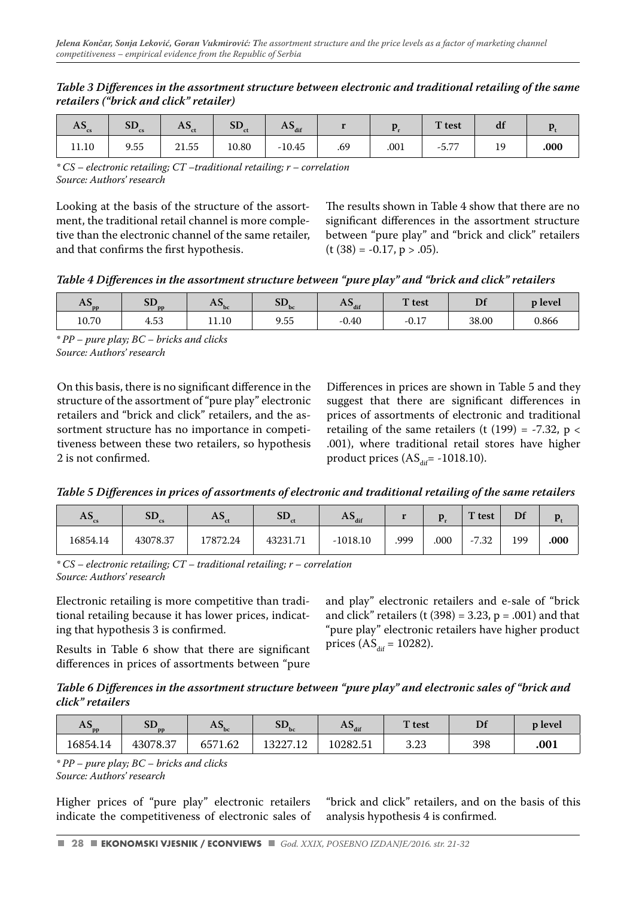***Table 3 Differences in the assortment structure between electronic and traditional retailing of the same retailers ("brick and click" retailer)***

| $AS_{cs}$ | $SD_{cs}$ | $AS_{ct}$ | $SD_{ct}$ | $AS_{dif}$ | r | $p_r$ | T test | df | $p_t$ |
|---|---|---|---|---|---|---|---|---|---|
| 11.10 | 9.55 | 21.55 | 10.80 | -10.45 | .69 | .001 | -5.77 | 19 | **.000** |

*\* CS – electronic retailing; CT –traditional retailing; r – correlation*
*Source: Authors' research*

Looking at the basis of the structure of the assortment, the traditional retail channel is more complete than the electronic channel of the same retailer, and that confirms the first hypothesis.

The results shown in Table 4 show that there are no significant differences in the assortment structure between "pure play" and "brick and click" retailers ($t(38) = -0.17$, $p > .05$).

***Table 4 Differences in the assortment structure between "pure play" and "brick and click" retailers***

| $AS_{pp}$ | $SD_{pp}$ | $AS_{bc}$ | $SD_{bc}$ | $AS_{dif}$ | T test | Df | p level |
|---|---|---|---|---|---|---|---|
| 10.70 | 4.53 | 11.10 | 9.55 | -0.40 | -0.17 | 38.00 | 0.866 |

*\* PP – pure play; BC – bricks and clicks*
*Source: Authors' research*

On this basis, there is no significant difference in the structure of the assortment of "pure play" electronic retailers and "brick and click" retailers, and the assortment structure has no importance in competitiveness between these two retailers, so hypothesis 2 is not confirmed.

Differences in prices are shown in Table 5 and they suggest that there are significant differences in prices of assortments of electronic and traditional retailing of the same retailers ($t(199) = -7.32$, $p < .001$), where traditional retail stores have higher product prices ($AS_{dif} = -1018.10$).

***Table 5 Differences in prices of assortments of electronic and traditional retailing of the same retailers***

| $AS_{cs}$ | $SD_{cs}$ | $AS_{ct}$ | $SD_{ct}$ | $AS_{dif}$ | r | $p_r$ | T test | Df | $p_t$ |
|---|---|---|---|---|---|---|---|---|---|
| 16854.14 | 43078.37 | 17872.24 | 43231.71 | -1018.10 | .999 | .000 | -7.32 | 199 | **.000** |

*\* CS – electronic retailing; CT – traditional retailing; r – correlation*
*Source: Authors' research*

Electronic retailing is more competitive than traditional retailing because it has lower prices, indicating that hypothesis 3 is confirmed.

Results in Table 6 show that there are significant differences in prices of assortments between "pure and play" electronic retailers and e-sale of "brick and click" retailers ($t(398) = 3.23$, $p = .001$) and that "pure play" electronic retailers have higher product prices ($AS_{dif} = 10282$).

***Table 6 Differences in the assortment structure between "pure play" and electronic sales of "brick and click" retailers***

| $AS_{pp}$ | $SD_{pp}$ | $AS_{bc}$ | $SD_{bc}$ | $AS_{dif}$ | T test | Df | p level |
|---|---|---|---|---|---|---|---|
| 16854.14 | 43078.37 | 6571.62 | 13227.12 | 10282.51 | 3.23 | 398 | **.001** |

*\* PP – pure play; BC – bricks and clicks*
*Source: Authors' research*

Higher prices of "pure play" electronic retailers indicate the competitiveness of electronic sales of "brick and click" retailers, and on the basis of this analysis hypothesis 4 is confirmed.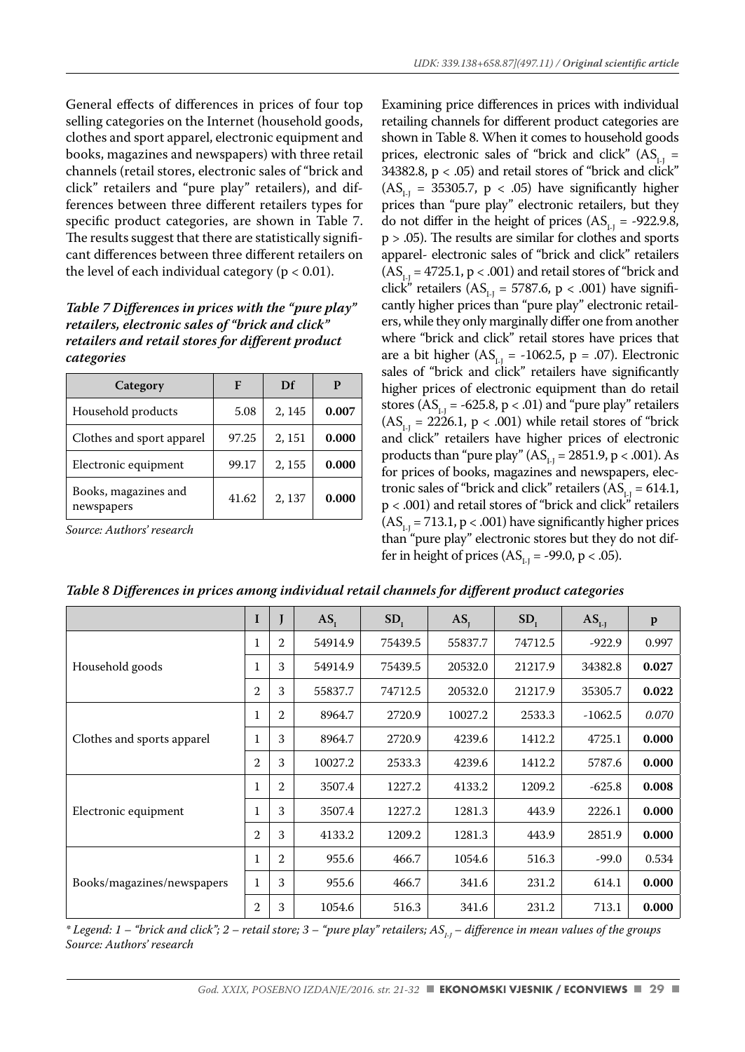General effects of differences in prices of four top selling categories on the Internet (household goods, clothes and sport apparel, electronic equipment and books, magazines and newspapers) with three retail channels (retail stores, electronic sales of "brick and click" retailers and "pure play" retailers), and differences between three different retailers types for specific product categories, are shown in Table 7. The results suggest that there are statistically significant differences between three different retailers on the level of each individual category ($p < 0.01$).

***Table 7 Differences in prices with the "pure play" retailers, electronic sales of "brick and click" retailers and retail stores for different product categories***

| Category | F | Df | P |
|---|---|---|---|
| Household products | 5.08 | 2, 145 | **0.007** |
| Clothes and sport apparel | 97.25 | 2, 151 | **0.000** |
| Electronic equipment | 99.17 | 2, 155 | **0.000** |
| Books, magazines and newspapers | 41.62 | 2, 137 | **0.000** |

*Source: Authors' research*

Examining price differences in prices with individual retailing channels for different product categories are shown in Table 8. When it comes to household goods prices, electronic sales of "brick and click" ($AS_{I-J}$ = 34382.8, $p < .05$) and retail stores of "brick and click" ($AS_{I-J}$ = 35305.7, $p < .05$) have significantly higher prices than "pure play" electronic retailers, but they do not differ in the height of prices ($AS_{I-J}$ = -922.9.8, $p > .05$). The results are similar for clothes and sports apparel- electronic sales of "brick and click" retailers ($AS_{I-J}$ = 4725.1, $p < .001$) and retail stores of "brick and click" retailers ($AS_{I-J}$ = 5787.6, $p < .001$) have significantly higher prices than "pure play" electronic retailers, while they only marginally differ one from another where "brick and click" retail stores have prices that are a bit higher ($AS_{I-J}$ = -1062.5, $p = .07$). Electronic sales of "brick and click" retailers have significantly higher prices of electronic equipment than do retail stores ($AS_{I-J}$ = -625.8, $p < .01$) and "pure play" retailers ($AS_{I-J}$ = 2226.1, $p < .001$) while retail stores of "brick and click" retailers have higher prices of electronic products than "pure play" ($AS_{I-J}$ = 2851.9, $p < .001$). As for prices of books, magazines and newspapers, electronic sales of "brick and click" retailers ($AS_{I-J}$ = 614.1, $p < .001$) and retail stores of "brick and click" retailers ($AS_{I-J}$ = 713.1, $p < .001$) have significantly higher prices than "pure play" electronic stores but they do not differ in height of prices ($AS_{I-J}$ = -99.0, $p < .05$).

***Table 8 Differences in prices among individual retail channels for different product categories***

| | I | J | $AS_I$ | $SD_I$ | $AS_J$ | $SD_J$ | $AS_{I-J}$ | p |
|---|---|---|---|---|---|---|---|---|
| Household goods | 1 | 2 | 54914.9 | 75439.5 | 55837.7 | 74712.5 | -922.9 | 0.997 |
| | 1 | 3 | 54914.9 | 75439.5 | 20532.0 | 21217.9 | 34382.8 | **0.027** |
| | 2 | 3 | 55837.7 | 74712.5 | 20532.0 | 21217.9 | 35305.7 | **0.022** |
| Clothes and sports apparel | 1 | 2 | 8964.7 | 2720.9 | 10027.2 | 2533.3 | -1062.5 | *0.070* |
| | 1 | 3 | 8964.7 | 2720.9 | 4239.6 | 1412.2 | 4725.1 | **0.000** |
| | 2 | 3 | 10027.2 | 2533.3 | 4239.6 | 1412.2 | 5787.6 | **0.000** |
| Electronic equipment | 1 | 2 | 3507.4 | 1227.2 | 4133.2 | 1209.2 | -625.8 | **0.008** |
| | 1 | 3 | 3507.4 | 1227.2 | 1281.3 | 443.9 | 2226.1 | **0.000** |
| | 2 | 3 | 4133.2 | 1209.2 | 1281.3 | 443.9 | 2851.9 | **0.000** |
| Books/magazines/newspapers | 1 | 2 | 955.6 | 466.7 | 1054.6 | 516.3 | -99.0 | 0.534 |
| | 1 | 3 | 955.6 | 466.7 | 341.6 | 231.2 | 614.1 | **0.000** |
| | 2 | 3 | 1054.6 | 516.3 | 341.6 | 231.2 | 713.1 | **0.000** |

*\* Legend: 1 – "brick and click"; 2 – retail store; 3 – "pure play" retailers; $AS_{I-J}$ – difference in mean values of the groups*
*Source: Authors' research*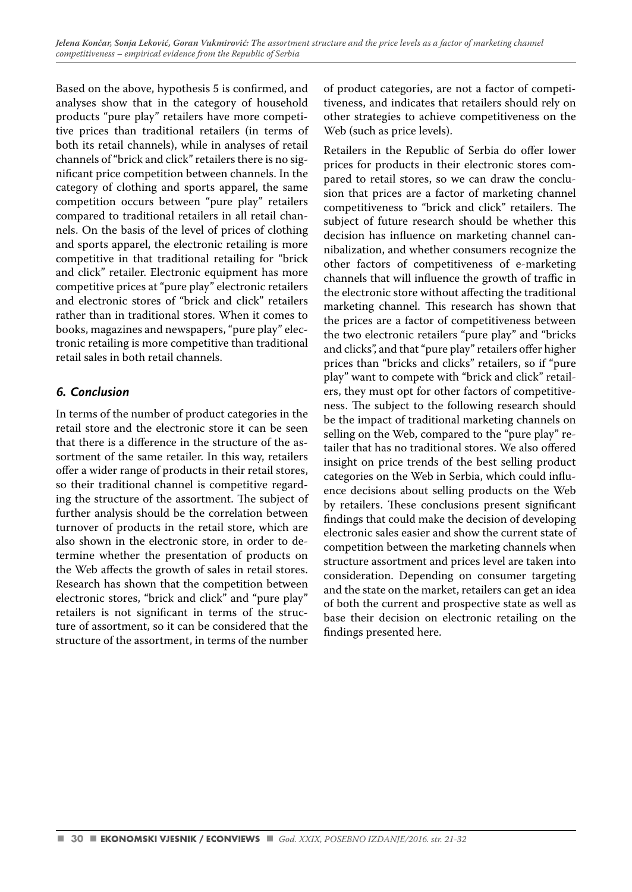Based on the above, hypothesis 5 is confirmed, and analyses show that in the category of household products "pure play" retailers have more competitive prices than traditional retailers (in terms of both its retail channels), while in analyses of retail channels of "brick and click" retailers there is no significant price competition between channels. In the category of clothing and sports apparel, the same competition occurs between "pure play" retailers compared to traditional retailers in all retail channels. On the basis of the level of prices of clothing and sports apparel, the electronic retailing is more competitive in that traditional retailing for "brick and click" retailer. Electronic equipment has more competitive prices at "pure play" electronic retailers and electronic stores of "brick and click" retailers rather than in traditional stores. When it comes to books, magazines and newspapers, "pure play" electronic retailing is more competitive than traditional retail sales in both retail channels.

## *6. Conclusion*

In terms of the number of product categories in the retail store and the electronic store it can be seen that there is a difference in the structure of the assortment of the same retailer. In this way, retailers offer a wider range of products in their retail stores, so their traditional channel is competitive regarding the structure of the assortment. The subject of further analysis should be the correlation between turnover of products in the retail store, which are also shown in the electronic store, in order to determine whether the presentation of products on the Web affects the growth of sales in retail stores. Research has shown that the competition between electronic stores, "brick and click" and "pure play" retailers is not significant in terms of the structure of assortment, so it can be considered that the structure of the assortment, in terms of the number of product categories, are not a factor of competitiveness, and indicates that retailers should rely on other strategies to achieve competitiveness on the Web (such as price levels).

Retailers in the Republic of Serbia do offer lower prices for products in their electronic stores compared to retail stores, so we can draw the conclusion that prices are a factor of marketing channel competitiveness to "brick and click" retailers. The subject of future research should be whether this decision has influence on marketing channel cannibalization, and whether consumers recognize the other factors of competitiveness of e-marketing channels that will influence the growth of traffic in the electronic store without affecting the traditional marketing channel. This research has shown that the prices are a factor of competitiveness between the two electronic retailers "pure play" and "bricks and clicks", and that "pure play" retailers offer higher prices than "bricks and clicks" retailers, so if "pure play" want to compete with "brick and click" retailers, they must opt for other factors of competitiveness. The subject to the following research should be the impact of traditional marketing channels on selling on the Web, compared to the "pure play" retailer that has no traditional stores. We also offered insight on price trends of the best selling product categories on the Web in Serbia, which could influence decisions about selling products on the Web by retailers. These conclusions present significant findings that could make the decision of developing electronic sales easier and show the current state of competition between the marketing channels when structure assortment and prices level are taken into consideration. Depending on consumer targeting and the state on the market, retailers can get an idea of both the current and prospective state as well as base their decision on electronic retailing on the findings presented here.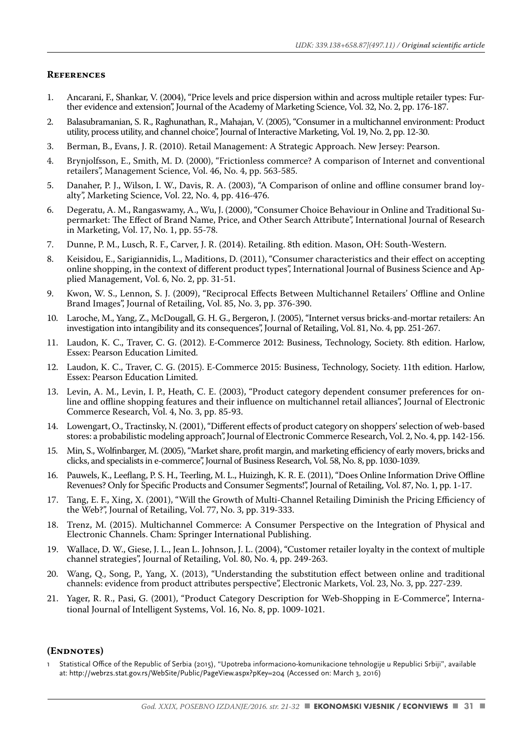## References

1. Ancarani, F., Shankar, V. (2004), "Price levels and price dispersion within and across multiple retailer types: Further evidence and extension", Journal of the Academy of Marketing Science, Vol. 32, No. 2, pp. 176-187.
2. Balasubramanian, S. R., Raghunathan, R., Mahajan, V. (2005), "Consumer in a multichannel environment: Product utility, process utility, and channel choice", Journal of Interactive Marketing, Vol. 19, No. 2, pp. 12-30.
3. Berman, B., Evans, J. R. (2010). Retail Management: A Strategic Approach. New Jersey: Pearson.
4. Brynjolfsson, E., Smith, M. D. (2000), "Frictionless commerce? A comparison of Internet and conventional retailers", Management Science, Vol. 46, No. 4, pp. 563-585.
5. Danaher, P. J., Wilson, I. W., Davis, R. A. (2003), "A Comparison of online and offline consumer brand loyalty", Marketing Science, Vol. 22, No. 4, pp. 416-476.
6. Degeratu, A. M., Rangaswamy, A., Wu, J. (2000), "Consumer Choice Behaviour in Online and Traditional Supermarket: The Effect of Brand Name, Price, and Other Search Attribute", International Journal of Research in Marketing, Vol. 17, No. 1, pp. 55-78.
7. Dunne, P. M., Lusch, R. F., Carver, J. R. (2014). Retailing. 8th edition. Mason, OH: South-Western.
8. Keisidou, E., Sarigiannidis, L., Maditions, D. (2011), "Consumer characteristics and their effect on accepting online shopping, in the context of different product types", International Journal of Business Science and Applied Management, Vol. 6, No. 2, pp. 31-51.
9. Kwon, W. S., Lennon, S. J. (2009), "Reciprocal Effects Between Multichannel Retailers' Offline and Online Brand Images", Journal of Retailing, Vol. 85, No. 3, pp. 376-390.
10. Laroche, M., Yang, Z., McDougall, G. H. G., Bergeron, J. (2005), "Internet versus bricks-and-mortar retailers: An investigation into intangibility and its consequences", Journal of Retailing, Vol. 81, No. 4, pp. 251-267.
11. Laudon, K. C., Traver, C. G. (2012). E-Commerce 2012: Business, Technology, Society. 8th edition. Harlow, Essex: Pearson Education Limited.
12. Laudon, K. C., Traver, C. G. (2015). E-Commerce 2015: Business, Technology, Society. 11th edition. Harlow, Essex: Pearson Education Limited.
13. Levin, A. M., Levin, I. P., Heath, C. E. (2003), "Product category dependent consumer preferences for online and offline shopping features and their influence on multichannel retail alliances", Journal of Electronic Commerce Research, Vol. 4, No. 3, pp. 85-93.
14. Lowengart, O., Tractinsky, N. (2001), "Different effects of product category on shoppers' selection of web-based stores: a probabilistic modeling approach", Journal of Electronic Commerce Research, Vol. 2, No. 4, pp. 142-156.
15. Min, S., Wolfinbarger, M. (2005), "Market share, profit margin, and marketing efficiency of early movers, bricks and clicks, and specialists in e-commerce", Journal of Business Research, Vol. 58, No. 8, pp. 1030-1039.
16. Pauwels, K., Leeflang, P. S. H., Teerling, M. L., Huizingh, K. R. E. (2011), "Does Online Information Drive Offline Revenues? Only for Specific Products and Consumer Segments!", Journal of Retailing, Vol. 87, No. 1, pp. 1-17.
17. Tang, E. F., Xing, X. (2001), "Will the Growth of Multi-Channel Retailing Diminish the Pricing Efficiency of the Web?", Journal of Retailing, Vol. 77, No. 3, pp. 319-333.
18. Trenz, M. (2015). Multichannel Commerce: A Consumer Perspective on the Integration of Physical and Electronic Channels. Cham: Springer International Publishing.
19. Wallace, D. W., Giese, J. L., Jean L. Johnson, J. L. (2004), "Customer retailer loyalty in the context of multiple channel strategies", Journal of Retailing, Vol. 80, No. 4, pp. 249-263.
20. Wang, Q., Song, P., Yang, X. (2013), "Understanding the substitution effect between online and traditional channels: evidence from product attributes perspective", Electronic Markets, Vol. 23, No. 3, pp. 227-239.
21. Yager, R. R., Pasi, G. (2001), "Product Category Description for Web-Shopping in E-Commerce", International Journal of Intelligent Systems, Vol. 16, No. 8, pp. 1009-1021.

## (Endnotes)

1 Statistical Office of the Republic of Serbia (2015), "Upotreba informaciono-komunikacione tehnologije u Republici Srbiji", available at: http://webrzs.stat.gov.rs/WebSite/Public/PageView.aspx?pKey=204 (Accessed on: March 3, 2016)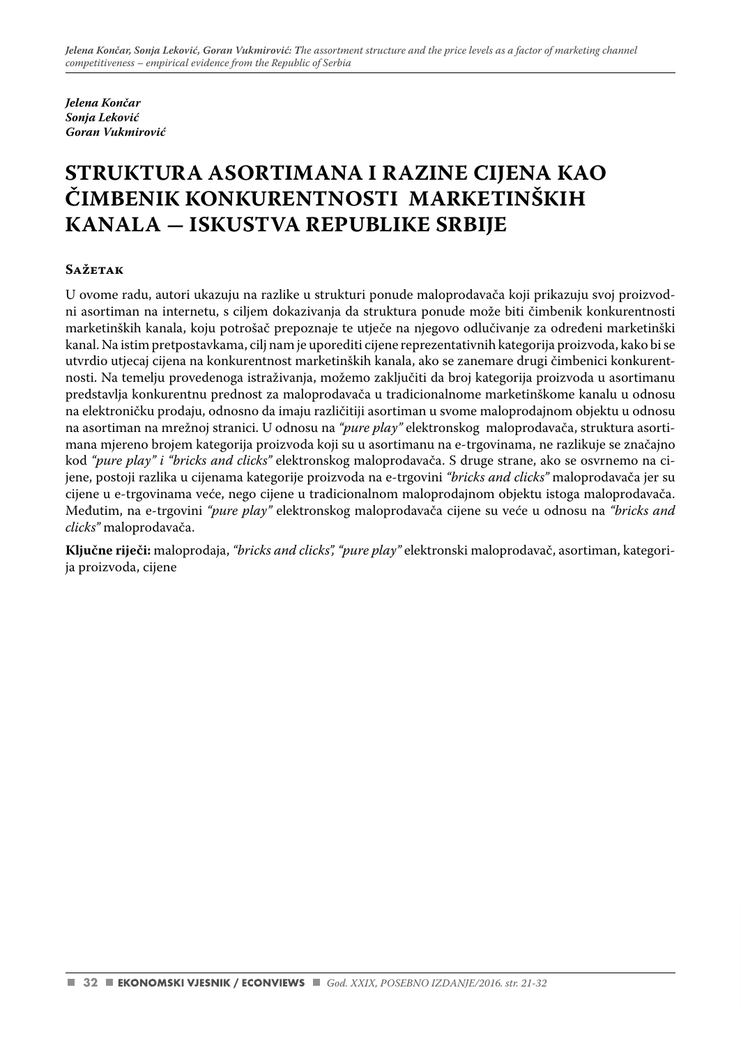*Jelena Končar*
*Sonja Leković*
*Goran Vukmirović*

# STRUKTURA ASORTIMANA I RAZINE CIJENA KAO ČIMBENIK KONKURENTNOSTI MARKETINŠKIH KANALA – ISKUSTVA REPUBLIKE SRBIJE

## Sažetak

U ovome radu, autori ukazuju na razlike u strukturi ponude maloprodavača koji prikazuju svoj proizvodni asortiman na internetu, s ciljem dokazivanja da struktura ponude može biti čimbenik konkurentnosti marketinških kanala, koju potrošač prepoznaje te utječe na njegovo odlučivanje za određeni marketinški kanal. Na istim pretpostavkama, cilj nam je usporediti cijene reprezentativnih kategorija proizvoda, kako bi se utvrdio utjecaj cijena na konkurentnost marketinških kanala, ako se zanemare drugi čimbenici konkurentnosti. Na temelju provedenoga istraživanja, možemo zaključiti da broj kategorija proizvoda u asortimanu predstavlja konkurentnu prednost za maloprodavača u tradicionalnome marketinškome kanalu u odnosu na elektroničku prodaju, odnosno da imaju različitiji asortiman u svome maloprodajnom objektu u odnosu na asortiman na mrežnoj stranici. U odnosu na *"pure play"* elektronskog maloprodavača, struktura asortimana mjereno brojem kategorija proizvoda koji su u asortimanu na e-trgovinama, ne razlikuje se značajno kod *"pure play" i "bricks and clicks"* elektronskog maloprodavača. S druge strane, ako se osvrnemo na cijene, postoji razlika u cijenama kategorije proizvoda na e-trgovini *"bricks and clicks"* maloprodavača jer su cijene u e-trgovinama veće, nego cijene u tradicionalnom maloprodajnom objektu istoga maloprodavača. Međutim, na e-trgovini *"pure play"* elektronskog maloprodavača cijene su veće u odnosu na *"bricks and clicks"* maloprodavača.

**Ključne riječi:** maloprodaja, *"bricks and clicks", "pure play"* elektronski maloprodavač, asortiman, kategorija proizvoda, cijene